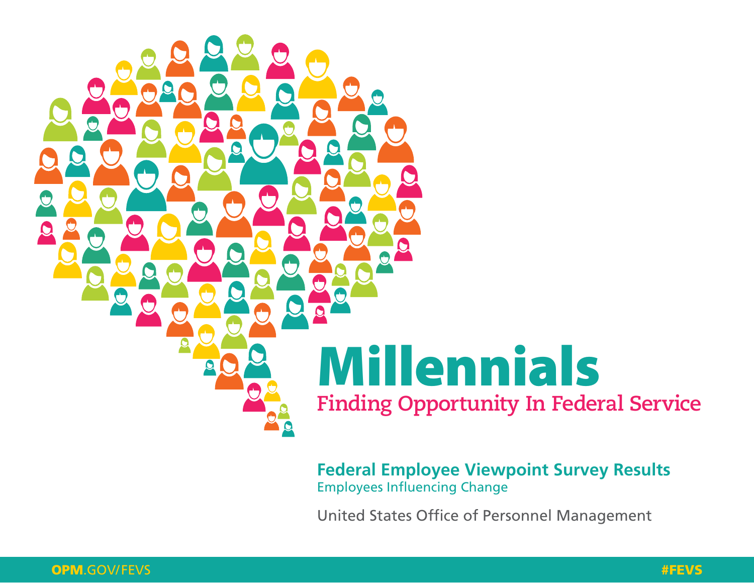# Millennials

## Finding Opportunity In Federal Service

**Federal Employee Viewpoint Survey Results**

Employees Influencing Change

United States Office of Personnel Management

**OPM**.GOV/FEVS

**#FEVS**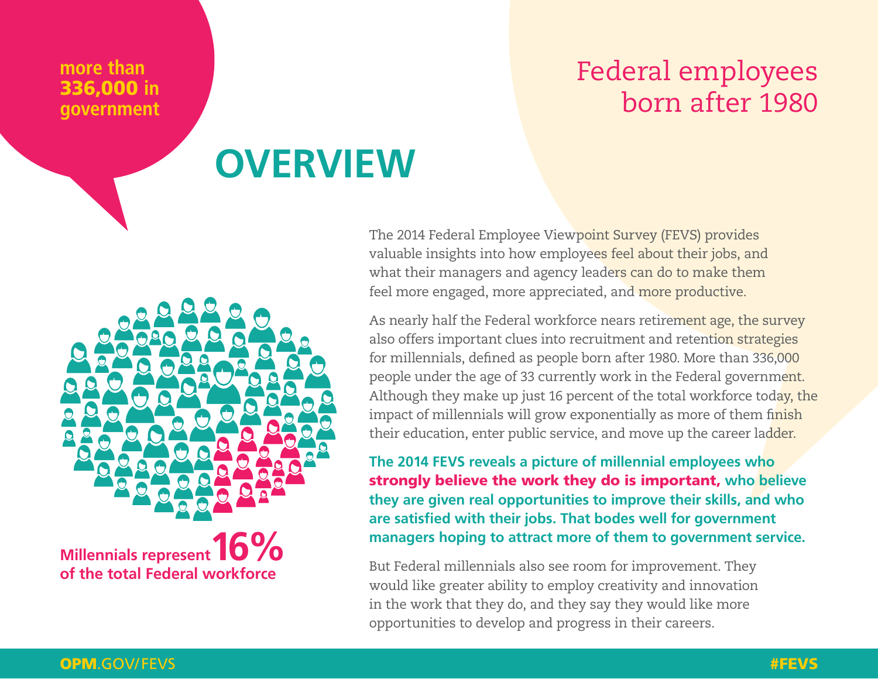more than **336,000** in government

# Federal employees born after 1980

# OVERVIEW

The 2014 Federal Employee Viewpoint Survey (FEVS) provides valuable insights into how employees feel about their jobs, and what their managers and agency leaders can do to make them feel more engaged, more appreciated, and more productive.

As nearly half the Federal workforce nears retirement age, the survey also offers important clues into recruitment and retention strategies for millennials, defined as people born after 1980. More than 336,000 people under the age of 33 currently work in the Federal government. Although they make up just 16 percent of the total workforce today, the impact of millennials will grow exponentially as more of them finish their education, enter public service, and move up the career ladder.

**The 2014 FEVS reveals a picture of millennial employees who strongly believe the work they do is important, who believe they are given real opportunities to improve their skills, and who are satisfied with their jobs. That bodes well for government managers hoping to attract more of them to government service.**

But Federal millennials also see room for improvement. They would like greater ability to employ creativity and innovation in the work that they do, and they say they would like more opportunities to develop and progress in their careers.

**Millennials represent 16% of the total Federal workforce**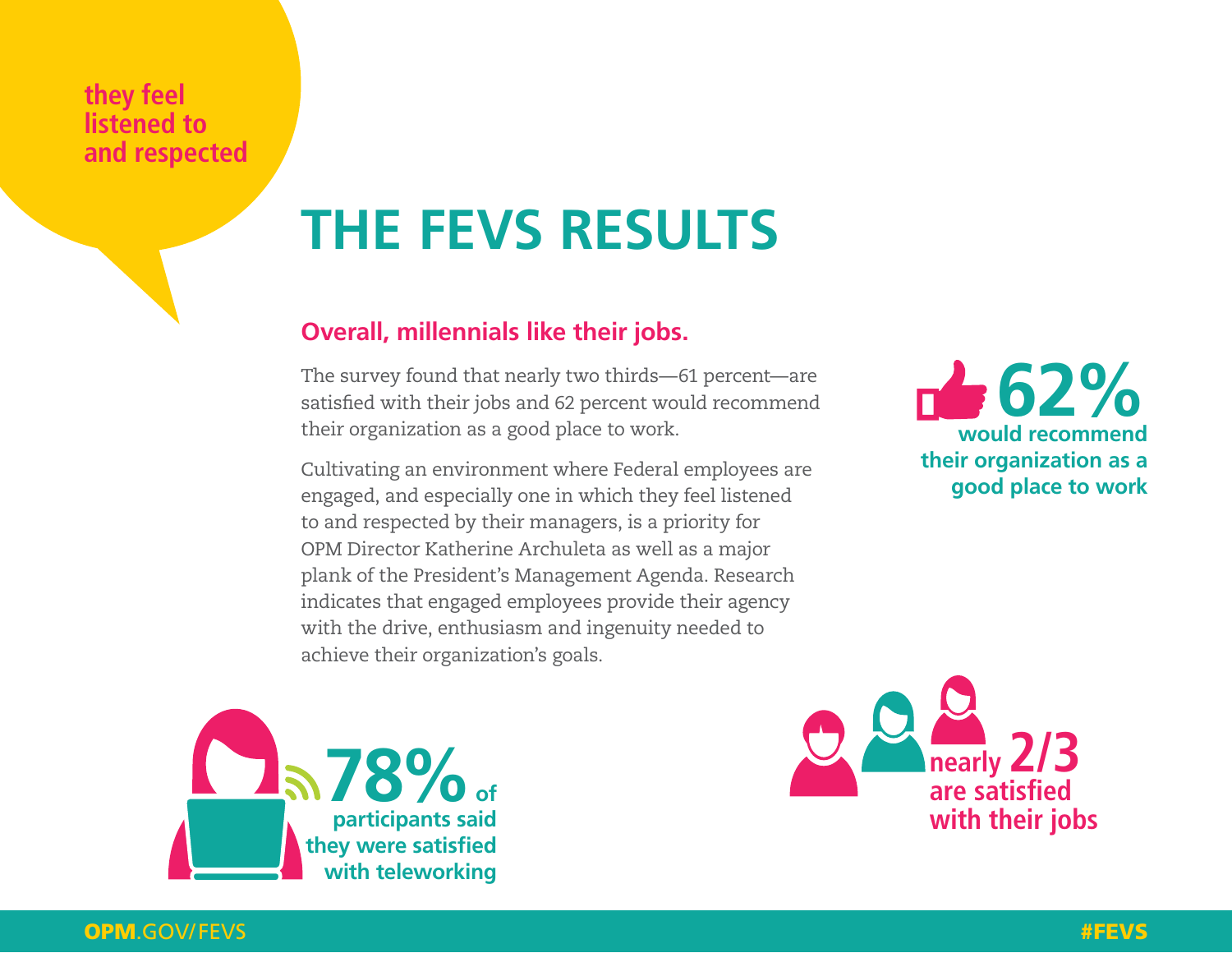they feel listened to and respected

# THE FEVS RESULTS

## Overall, millennials like their jobs.

The survey found that nearly two thirds—61 percent—are satisfied with their jobs and 62 percent would recommend their organization as a good place to work.

Cultivating an environment where Federal employees are engaged, and especially one in which they feel listened to and respected by their managers, is a priority for OPM Director Katherine Archuleta as well as a major plank of the President's Management Agenda. Research indicates that engaged employees provide their agency with the drive, enthusiasm and ingenuity needed to achieve their organization's goals.

**62%** would recommend their organization as a good place to work

**78%** of participants said they were satisfied with teleworking

nearly **2/3** are satisfied with their jobs

OPM.GOV/FEVS

#FEVS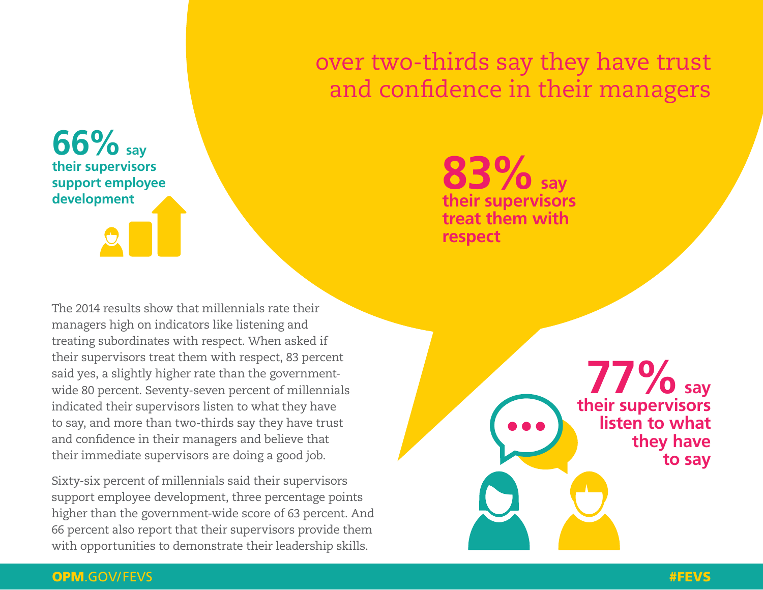## over two-thirds say they have trust and confidence in their managers

**66% say their supervisors support employee development**

**83% say their supervisors treat them with respect**

**77% say their supervisors listen to what they have to say**

The 2014 results show that millennials rate their managers high on indicators like listening and treating subordinates with respect. When asked if their supervisors treat them with respect, 83 percent said yes, a slightly higher rate than the government-wide 80 percent. Seventy-seven percent of millennials indicated their supervisors listen to what they have to say, and more than two-thirds say they have trust and confidence in their managers and believe that their immediate supervisors are doing a good job.

Sixty-six percent of millennials said their supervisors support employee development, three percentage points higher than the government-wide score of 63 percent. And 66 percent also report that their supervisors provide them with opportunities to demonstrate their leadership skills.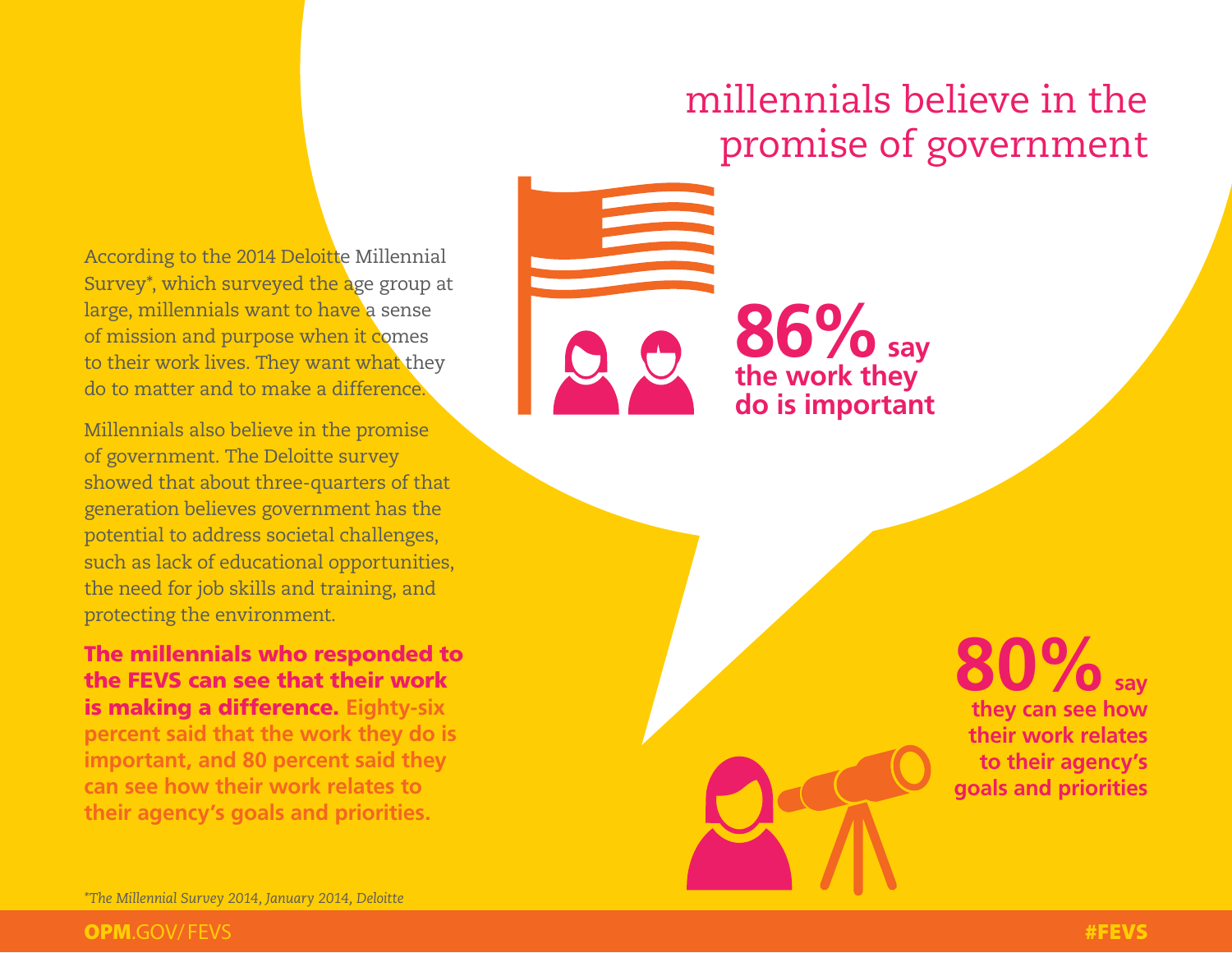# millennials believe in the promise of government

According to the 2014 Deloitte Millennial Survey*, which surveyed the age group at large, millennials want to have a sense of mission and purpose when it comes to their work lives. They want what they do to matter and to make a difference.

Millennials also believe in the promise of government. The Deloitte survey showed that about three-quarters of that generation believes government has the potential to address societal challenges, such as lack of educational opportunities, the need for job skills and training, and protecting the environment.

**The millennials who responded to the FEVS can see that their work is making a difference. Eighty-six percent said that the work they do is important, and 80 percent said they can see how their work relates to their agency's goals and priorities.**

**86% say the work they do is important**

**80% say they can see how their work relates to their agency's goals and priorities**

*\*The Millennial Survey 2014, January 2014, Deloitte*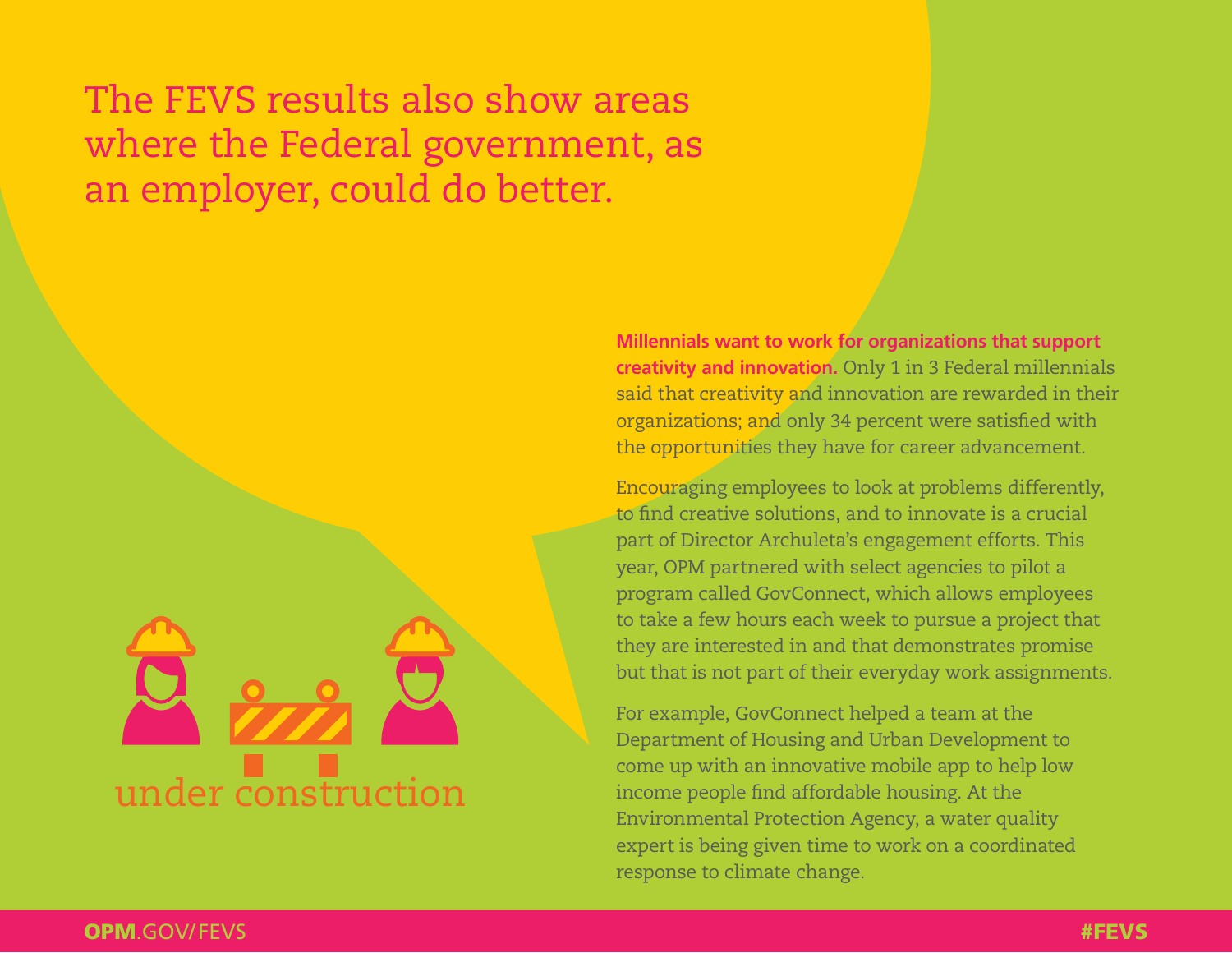# The FEVS results also show areas where the Federal government, as an employer, could do better.

under construction

**Millennials want to work for organizations that support creativity and innovation.** Only 1 in 3 Federal millennials said that creativity and innovation are rewarded in their organizations; and only 34 percent were satisfied with the opportunities they have for career advancement.

Encouraging employees to look at problems differently, to find creative solutions, and to innovate is a crucial part of Director Archuleta's engagement efforts. This year, OPM partnered with select agencies to pilot a program called GovConnect, which allows employees to take a few hours each week to pursue a project that they are interested in and that demonstrates promise but that is not part of their everyday work assignments.

For example, GovConnect helped a team at the Department of Housing and Urban Development to come up with an innovative mobile app to help low income people find affordable housing. At the Environmental Protection Agency, a water quality expert is being given time to work on a coordinated response to climate change.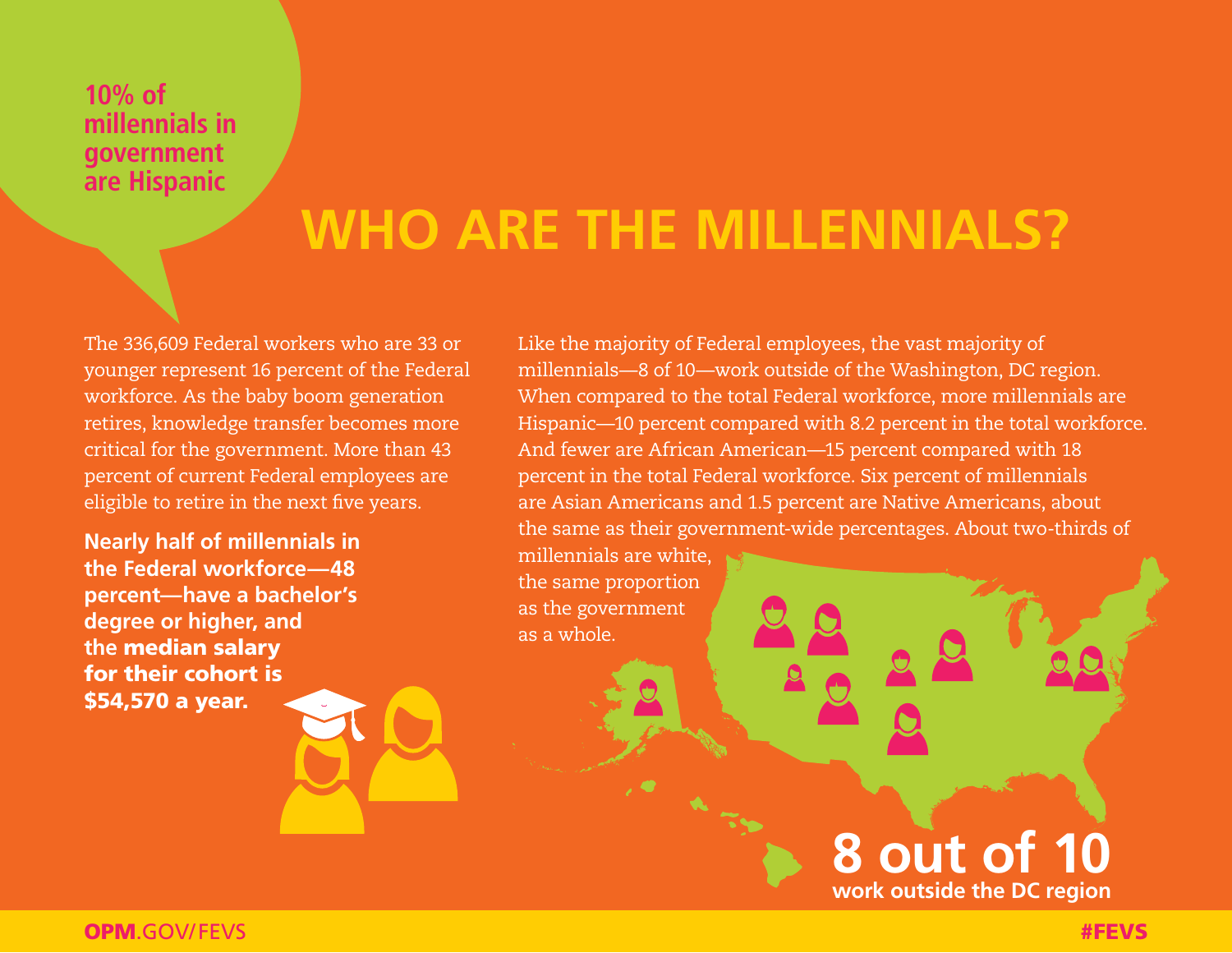**10% of millennials in government are Hispanic**

# WHO ARE THE MILLENNIALS?

The 336,609 Federal workers who are 33 or younger represent 16 percent of the Federal workforce. As the baby boom generation retires, knowledge transfer becomes more critical for the government. More than 43 percent of current Federal employees are eligible to retire in the next five years.

**Nearly half of millennials in the Federal workforce—48 percent—have a bachelor's degree or higher, and the median salary for their cohort is $54,570 a year.**

Like the majority of Federal employees, the vast majority of millennials—8 of 10—work outside of the Washington, DC region. When compared to the total Federal workforce, more millennials are Hispanic—10 percent compared with 8.2 percent in the total workforce. And fewer are African American—15 percent compared with 18 percent in the total Federal workforce. Six percent of millennials are Asian Americans and 1.5 percent are Native Americans, about the same as their government-wide percentages. About two-thirds of millennials are white, the same proportion as the government as a whole.

**8 out of 10**
**work outside the DC region**

**OPM**.GOV/FEVS

**#FEVS**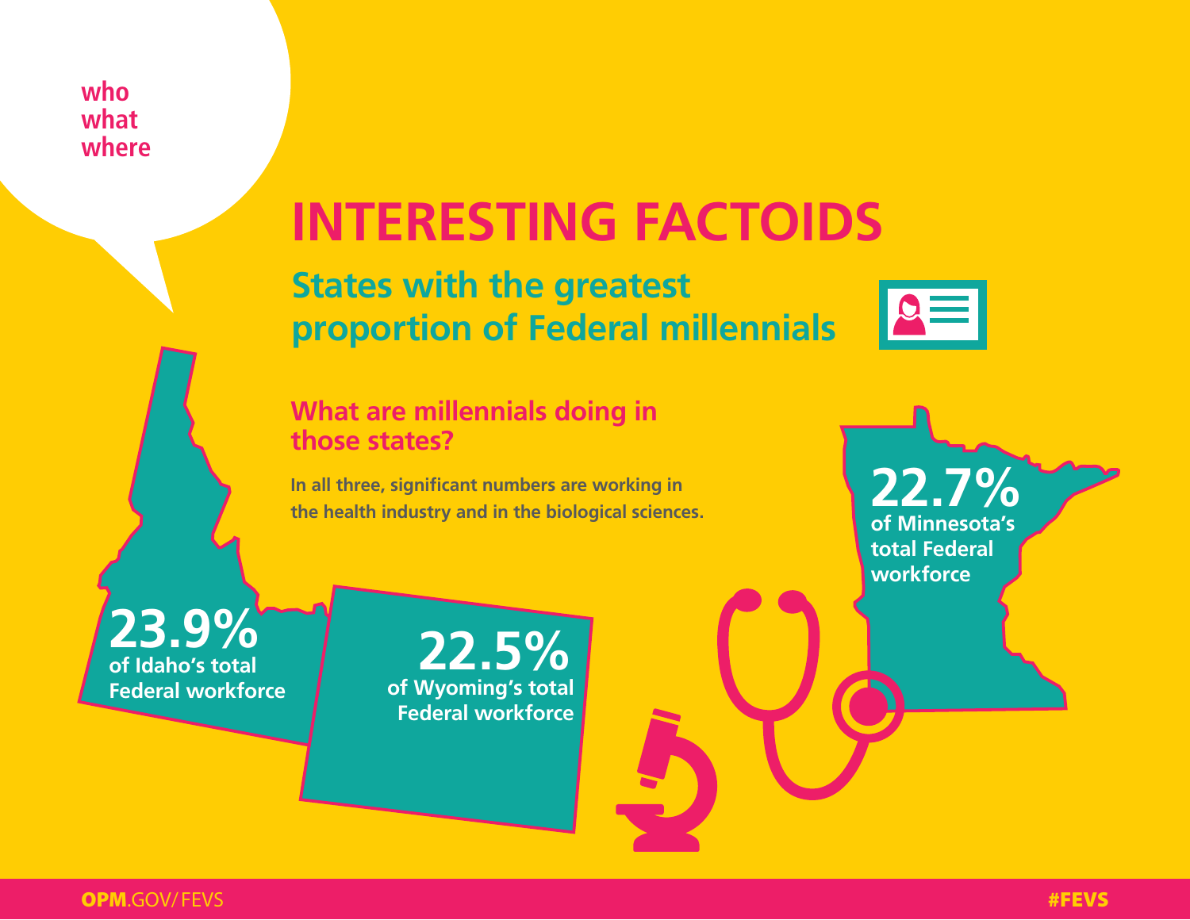who
what
where

# INTERESTING FACTOIDS

## States with the greatest proportion of Federal millennials

### What are millennials doing in those states?

In all three, significant numbers are working in the health industry and in the biological sciences.

**23.9%** of Idaho's total Federal workforce

**22.5%** of Wyoming's total Federal workforce

**22.7%** of Minnesota's total Federal workforce

**OPM**.GOV/FEVS

#FEVS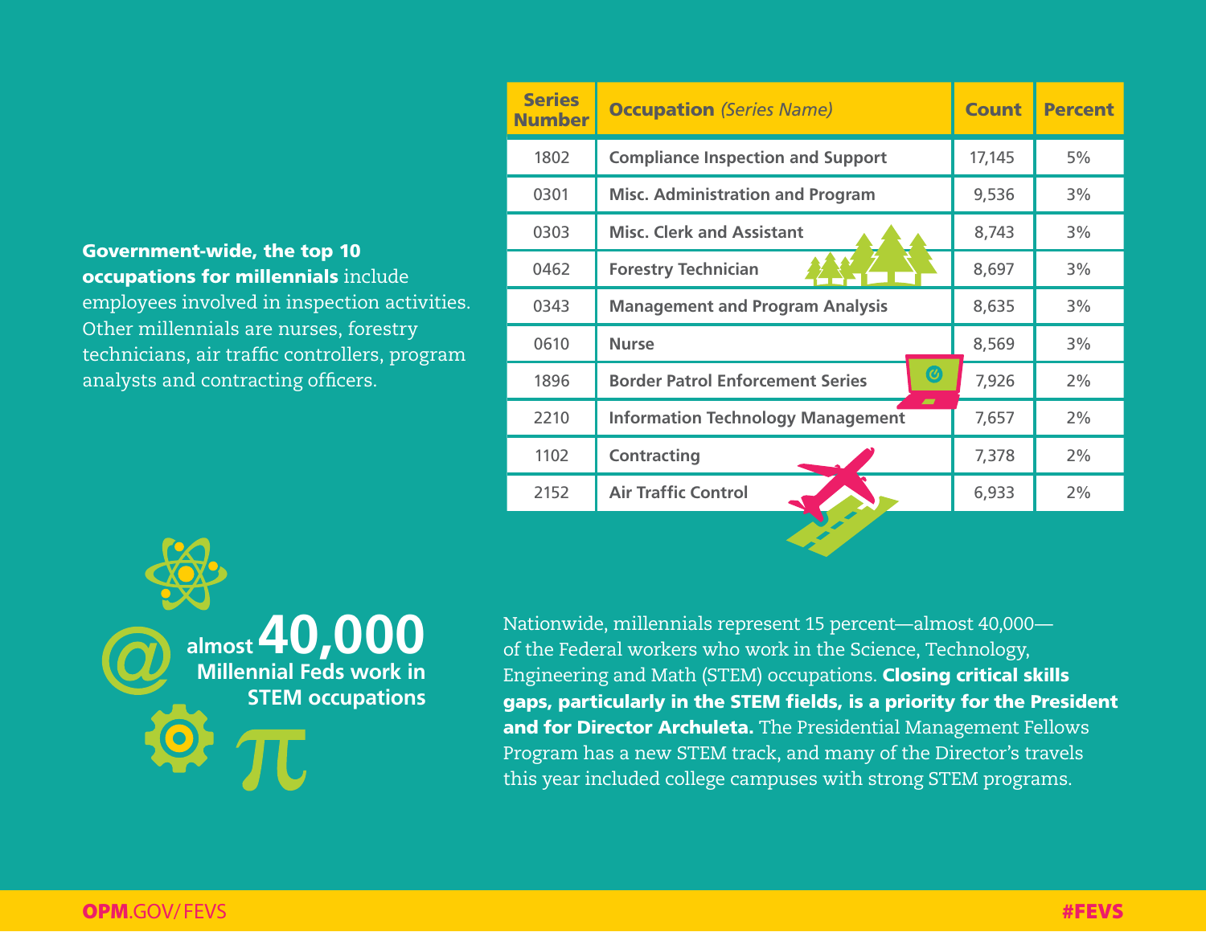**Government-wide, the top 10 occupations for millennials** include employees involved in inspection activities. Other millennials are nurses, forestry technicians, air traffic controllers, program analysts and contracting officers.

| Series Number | Occupation *(Series Name)* | Count | Percent |
|---|---|---|---|
| 1802 | Compliance Inspection and Support | 17,145 | 5% |
| 0301 | Misc. Administration and Program | 9,536 | 3% |
| 0303 | Misc. Clerk and Assistant | 8,743 | 3% |
| 0462 | Forestry Technician | 8,697 | 3% |
| 0343 | Management and Program Analysis | 8,635 | 3% |
| 0610 | Nurse | 8,569 | 3% |
| 1896 | Border Patrol Enforcement Series | 7,926 | 2% |
| 2210 | Information Technology Management | 7,657 | 2% |
| 1102 | Contracting | 7,378 | 2% |
| 2152 | Air Traffic Control | 6,933 | 2% |

**almost 40,000 Millennial Feds work in STEM occupations**

Nationwide, millennials represent 15 percent—almost 40,000—of the Federal workers who work in the Science, Technology, Engineering and Math (STEM) occupations. **Closing critical skills gaps, particularly in the STEM fields, is a priority for the President and for Director Archuleta.** The Presidential Management Fellows Program has a new STEM track, and many of the Director's travels this year included college campuses with strong STEM programs.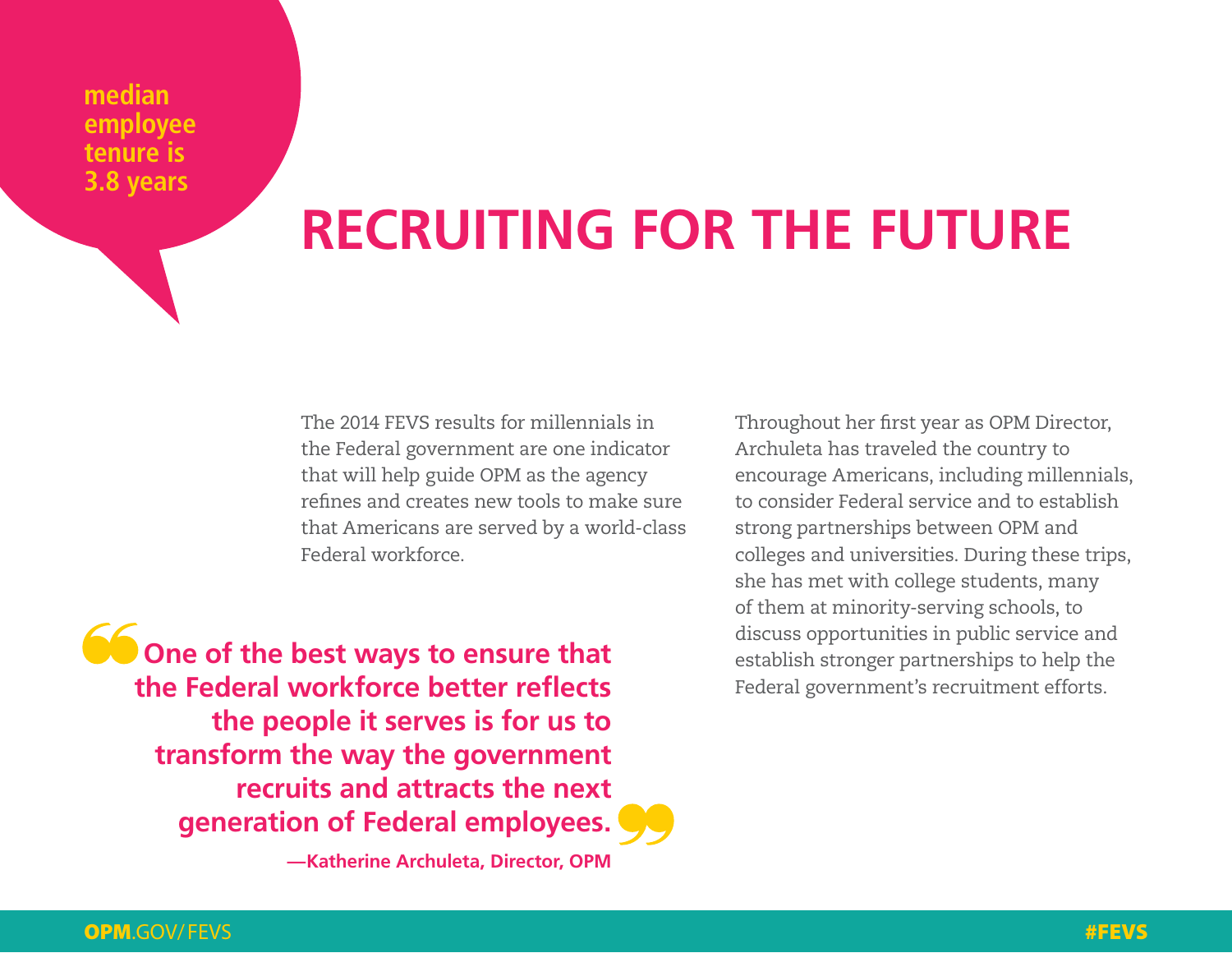**median employee tenure is 3.8 years**

# RECRUITING FOR THE FUTURE

The 2014 FEVS results for millennials in the Federal government are one indicator that will help guide OPM as the agency refines and creates new tools to make sure that Americans are served by a world-class Federal workforce.

> **"One of the best ways to ensure that the Federal workforce better reflects the people it serves is for us to transform the way the government recruits and attracts the next generation of Federal employees."**
>
> **—Katherine Archuleta, Director, OPM**

Throughout her first year as OPM Director, Archuleta has traveled the country to encourage Americans, including millennials, to consider Federal service and to establish strong partnerships between OPM and colleges and universities. During these trips, she has met with college students, many of them at minority-serving schools, to discuss opportunities in public service and establish stronger partnerships to help the Federal government's recruitment efforts.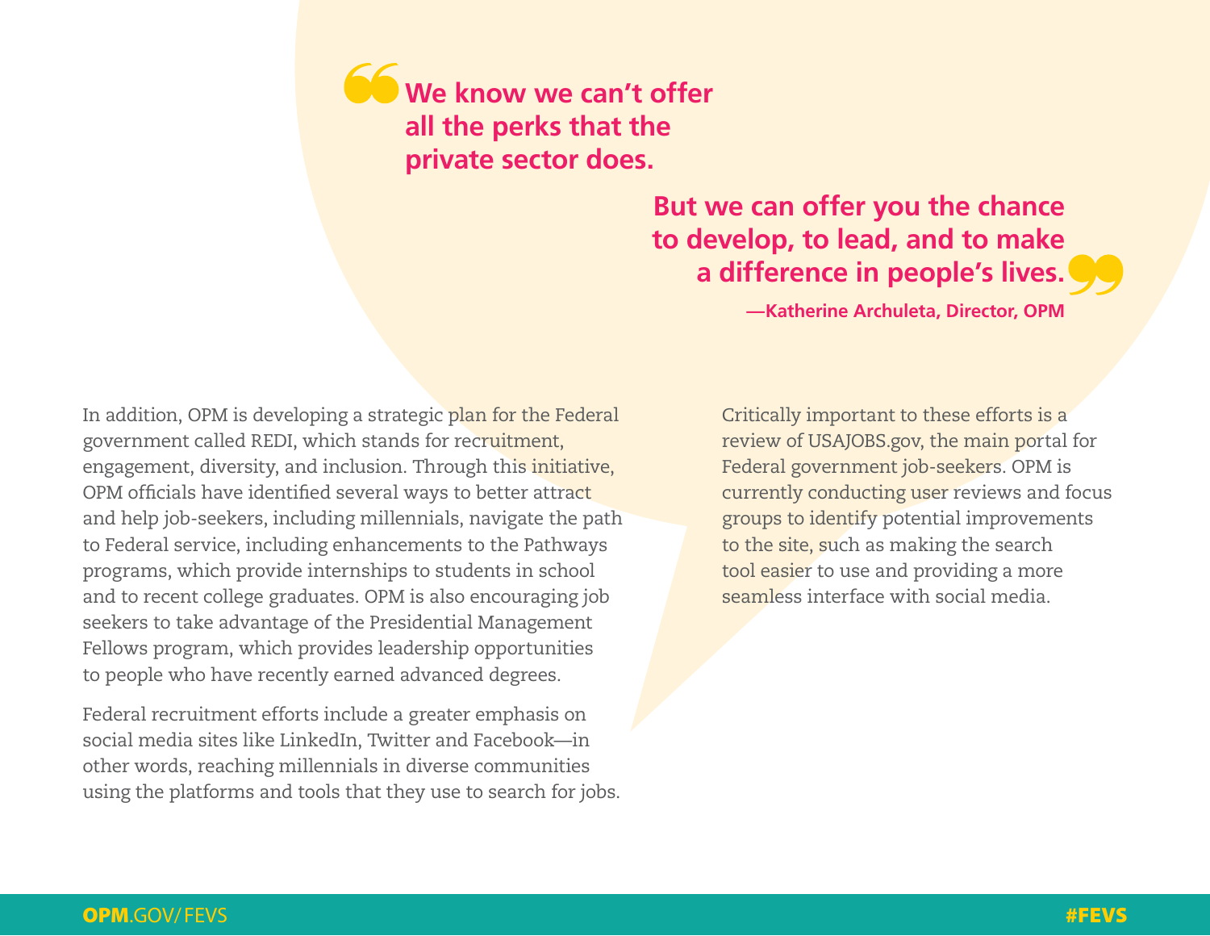> **We know we can't offer all the perks that the private sector does.**
>
> **But we can offer you the chance to develop, to lead, and to make a difference in people's lives.**
>
> **—Katherine Archuleta, Director, OPM**

In addition, OPM is developing a strategic plan for the Federal government called REDI, which stands for recruitment, engagement, diversity, and inclusion. Through this initiative, OPM officials have identified several ways to better attract and help job-seekers, including millennials, navigate the path to Federal service, including enhancements to the Pathways programs, which provide internships to students in school and to recent college graduates. OPM is also encouraging job seekers to take advantage of the Presidential Management Fellows program, which provides leadership opportunities to people who have recently earned advanced degrees.

Federal recruitment efforts include a greater emphasis on social media sites like LinkedIn, Twitter and Facebook—in other words, reaching millennials in diverse communities using the platforms and tools that they use to search for jobs.

Critically important to these efforts is a review of USAJOBS.gov, the main portal for Federal government job-seekers. OPM is currently conducting user reviews and focus groups to identify potential improvements to the site, such as making the search tool easier to use and providing a more seamless interface with social media.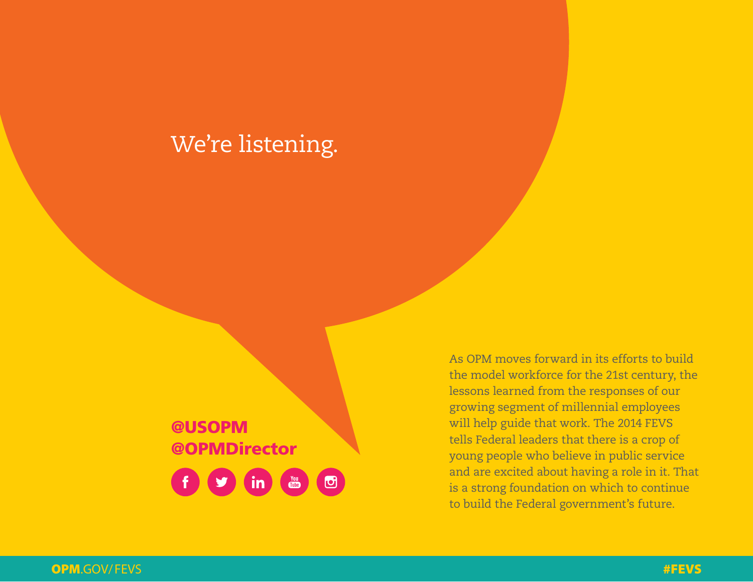# We're listening.

**@USOPM**
**@OPMDirector**

As OPM moves forward in its efforts to build the model workforce for the 21st century, the lessons learned from the responses of our growing segment of millennial employees will help guide that work. The 2014 FEVS tells Federal leaders that there is a crop of young people who believe in public service and are excited about having a role in it. That is a strong foundation on which to continue to build the Federal government's future.

**OPM**.GOV/FEVS

**#FEVS**